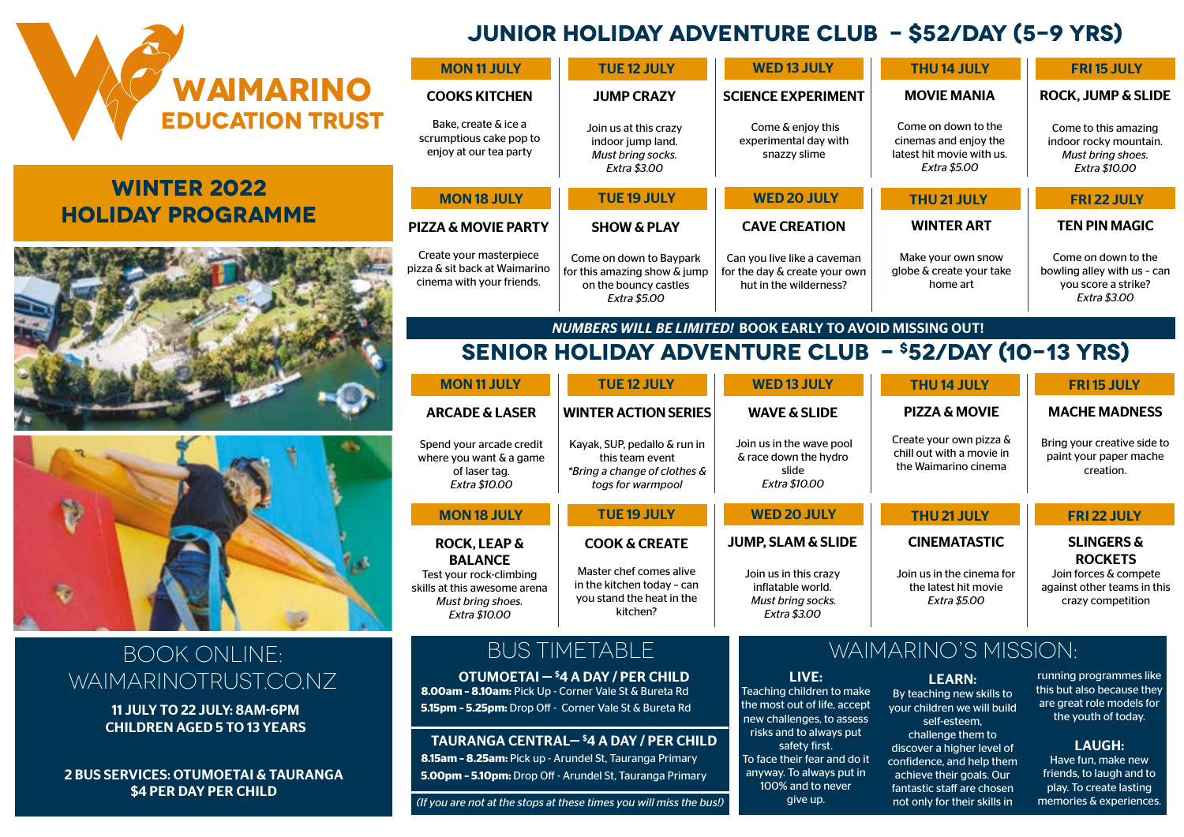# WAIMARINO EDUCATION TRUST

## WINTER 2022 HOLIDAY PROGRAMME

## JUNIOR HOLIDAY ADVENTURE CLUB – $52/DAY (5–9 YRS)

| MON 11 JULY | TUE 12 JULY | WED 13 JULY | THU 14 JULY | FRI 15 JULY |
|---|---|---|---|---|
| **COOKS KITCHEN**<br>Bake, create & ice a scrumptious cake pop to enjoy at our tea party | **JUMP CRAZY**<br>Join us at this crazy indoor jump land. *Must bring socks. Extra $3.00* | **SCIENCE EXPERIMENT**<br>Come & enjoy this experimental day with snazzy slime | **MOVIE MANIA**<br>Come on down to the cinemas and enjoy the latest hit movie with us. *Extra $5.00* | **ROCK, JUMP & SLIDE**<br>Come to this amazing indoor rocky mountain. *Must bring shoes. Extra $10.00* |

| MON 18 JULY | TUE 19 JULY | WED 20 JULY | THU 21 JULY | FRI 22 JULY |
|---|---|---|---|---|
| **PIZZA & MOVIE PARTY**<br>Create your masterpiece pizza & sit back at Waimarino cinema with your friends. | **SHOW & PLAY**<br>Come on down to Baypark for this amazing show & jump on the bouncy castles *Extra $5.00* | **CAVE CREATION**<br>Can you live like a caveman for the day & create your own hut in the wilderness? | **WINTER ART**<br>Make your own snow globe & create your take home art | **TEN PIN MAGIC**<br>Come on down to the bowling alley with us - can you score a strike? *Extra $3.00* |

***NUMBERS WILL BE LIMITED!*** **BOOK EARLY TO AVOID MISSING OUT!**

## SENIOR HOLIDAY ADVENTURE CLUB – $52/DAY (10–13 YRS)

| MON 11 JULY | TUE 12 JULY | WED 13 JULY | THU 14 JULY | FRI 15 JULY |
|---|---|---|---|---|
| **ARCADE & LASER**<br>Spend your arcade credit where you want & a game of laser tag. *Extra $10.00* | **WINTER ACTION SERIES**<br>Kayak, SUP, pedallo & run in this team event *\*Bring a change of clothes & togs for warmpool* | **WAVE & SLIDE**<br>Join us in the wave pool & race down the hydro slide *Extra $10.00* | **PIZZA & MOVIE**<br>Create your own pizza & chill out with a movie in the Waimarino cinema | **MACHE MADNESS**<br>Bring your creative side to paint your paper mache creation. |

| MON 18 JULY | TUE 19 JULY | WED 20 JULY | THU 21 JULY | FRI 22 JULY |
|---|---|---|---|---|
| **ROCK, LEAP & BALANCE**<br>Test your rock-climbing skills at this awesome arena *Must bring shoes. Extra $10.00* | **COOK & CREATE**<br>Master chef comes alive in the kitchen today - can you stand the heat in the kitchen? | **JUMP, SLAM & SLIDE**<br>Join us in this crazy inflatable world. *Must bring socks. Extra $3.00* | **CINEMATASTIC**<br>Join us in the cinema for the latest hit movie *Extra $5.00* | **SLINGERS & ROCKETS**<br>Join forces & compete against other teams in this crazy competition |

## BOOK ONLINE: WAIMARINOTRUST.CO.NZ

**11 JULY TO 22 JULY: 8AM-6PM**
**CHILDREN AGED 5 TO 13 YEARS**

**2 BUS SERVICES: OTUMOETAI & TAURANGA**
**$4 PER DAY PER CHILD**

## BUS TIMETABLE

**OTUMOETAI — $4 A DAY / PER CHILD**
**8.00am - 8.10am:** Pick Up - Corner Vale St & Bureta Rd
**5.15pm - 5.25pm:** Drop Off - Corner Vale St & Bureta Rd

**TAURANGA CENTRAL— $4 A DAY / PER CHILD**
**8.15am - 8.25am:** Pick up - Arundel St, Tauranga Primary
**5.00pm - 5.10pm:** Drop Off - Arundel St, Tauranga Primary

*(If you are not at the stops at these times you will miss the bus!)*

## WAIMARINO'S MISSION:

**LIVE:**
Teaching children to make the most out of life, accept new challenges, to assess risks and to always put safety first.
To face their fear and do it anyway. To always put in 100% and to never give up.

**LEARN:**
By teaching new skills to your children we will build self-esteem, challenge them to discover a higher level of confidence, and help them achieve their goals. Our fantastic staff are chosen not only for their skills in running programmes like this but also because they are great role models for the youth of today.

**LAUGH:**
Have fun, make new friends, to laugh and to play. To create lasting memories & experiences.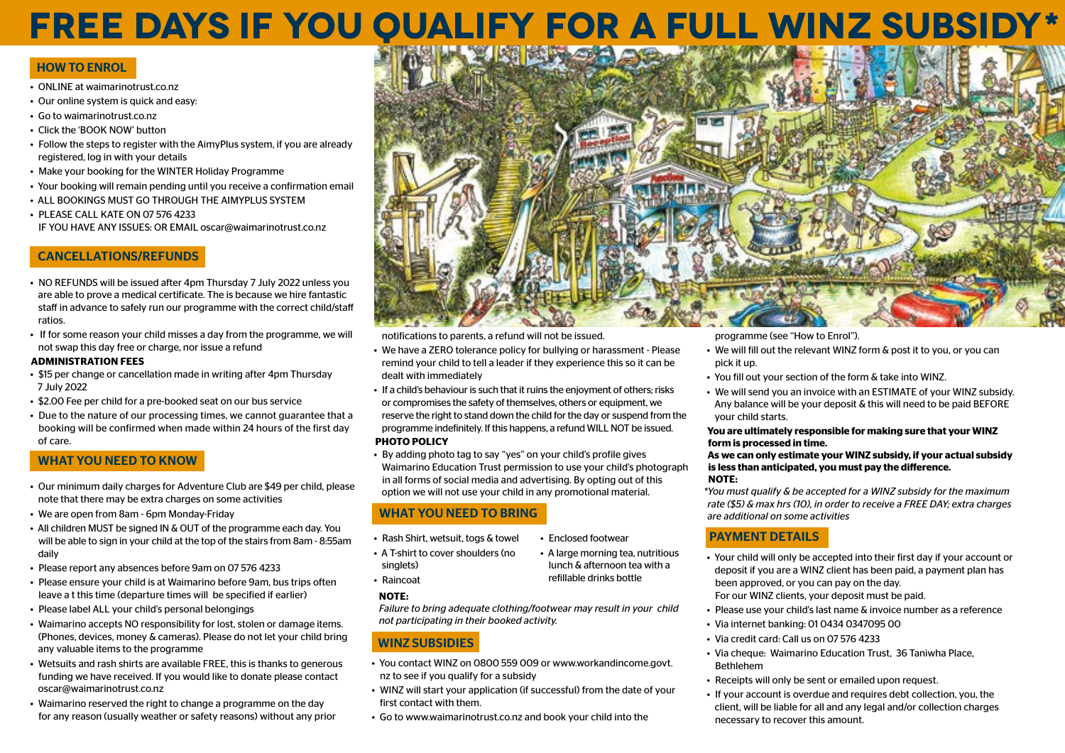# FREE DAYS IF YOU QUALIFY FOR A FULL WINZ SUBSIDY*

## HOW TO ENROL

- ONLINE at waimarinotrust.co.nz
- Our online system is quick and easy:
- Go to waimarinotrust.co.nz
- Click the 'BOOK NOW' button
- Follow the steps to register with the AimyPlus system, if you are already registered, log in with your details
- Make your booking for the WINTER Holiday Programme
- Your booking will remain pending until you receive a confirmation email
- ALL BOOKINGS MUST GO THROUGH THE AIMYPLUS SYSTEM
- PLEASE CALL KATE ON 07 576 4233
  IF YOU HAVE ANY ISSUES: OR EMAIL oscar@waimarinotrust.co.nz

## CANCELLATIONS/REFUNDS

- NO REFUNDS will be issued after 4pm Thursday 7 July 2022 unless you are able to prove a medical certificate. The is because we hire fantastic staff in advance to safely run our programme with the correct child/staff ratios.
- If for some reason your child misses a day from the programme, we will not swap this day free or charge, nor issue a refund

**ADMINISTRATION FEES**

- $15 per change or cancellation made in writing after 4pm Thursday 7 July 2022
- $2.00 Fee per child for a pre-booked seat on our bus service
- Due to the nature of our processing times, we cannot guarantee that a booking will be confirmed when made within 24 hours of the first day of care.

## WHAT YOU NEED TO KNOW

- Our minimum daily charges for Adventure Club are $49 per child, please note that there may be extra charges on some activities
- We are open from 8am - 6pm Monday-Friday
- All children MUST be signed IN & OUT of the programme each day. You will be able to sign in your child at the top of the stairs from 8am - 8:55am daily
- Please report any absences before 9am on 07 576 4233
- Please ensure your child is at Waimarino before 9am, bus trips often leave a t this time (departure times will be specified if earlier)
- Please label ALL your child's personal belongings
- Waimarino accepts NO responsibility for lost, stolen or damage items. (Phones, devices, money & cameras). Please do not let your child bring any valuable items to the programme
- Wetsuits and rash shirts are available FREE, this is thanks to generous funding we have received. If you would like to donate please contact oscar@waimarinotrust.co.nz
- Waimarino reserved the right to change a programme on the day for any reason (usually weather or safety reasons) without any prior notifications to parents, a refund will not be issued.
- We have a ZERO tolerance policy for bullying or harassment - Please remind your child to tell a leader if they experience this so it can be dealt with immediately
- If a child's behaviour is such that it ruins the enjoyment of others; risks or compromises the safety of themselves, others or equipment, we reserve the right to stand down the child for the day or suspend from the programme indefinitely. If this happens, a refund WILL NOT be issued.

**PHOTO POLICY**

- By adding photo tag to say "yes" on your child's profile gives Waimarino Education Trust permission to use your child's photograph in all forms of social media and advertising. By opting out of this option we will not use your child in any promotional material.

## WHAT YOU NEED TO BRING

- Rash Shirt, wetsuit, togs & towel
- A T-shirt to cover shoulders (no singlets)
- Raincoat
- Enclosed footwear
- A large morning tea, nutritious lunch & afternoon tea with a refillable drinks bottle

**NOTE:**

*Failure to bring adequate clothing/footwear may result in your child not participating in their booked activity.*

## WINZ SUBSIDIES

- You contact WINZ on 0800 559 009 or www.workandincome.govt.nz to see if you qualify for a subsidy
- WINZ will start your application (if successful) from the date of your first contact with them.
- Go to www.waimarinotrust.co.nz and book your child into the programme (see "How to Enrol").
- We will fill out the relevant WINZ form & post it to you, or you can pick it up.
- You fill out your section of the form & take into WINZ.
- We will send you an invoice with an ESTIMATE of your WINZ subsidy. Any balance will be your deposit & this will need to be paid BEFORE your child starts.

**You are ultimately responsible for making sure that your WINZ form is processed in time.**

**As we can only estimate your WINZ subsidy, if your actual subsidy is less than anticipated, you must pay the difference.**

**NOTE:**

*\*You must qualify & be accepted for a WINZ subsidy for the maximum rate ($5) & max hrs (10), in order to receive a FREE DAY; extra charges are additional on some activities*

## PAYMENT DETAILS

- Your child will only be accepted into their first day if your account or deposit if you are a WINZ client has been paid, a payment plan has been approved, or you can pay on the day.
  For our WINZ clients, your deposit must be paid.
- Please use your child's last name & invoice number as a reference
- Via internet banking: 01 0434 0347095 00
- Via credit card: Call us on 07 576 4233
- Via cheque: Waimarino Education Trust, 36 Taniwha Place, Bethlehem
- Receipts will only be sent or emailed upon request.
- If your account is overdue and requires debt collection, you, the client, will be liable for all and any legal and/or collection charges necessary to recover this amount.